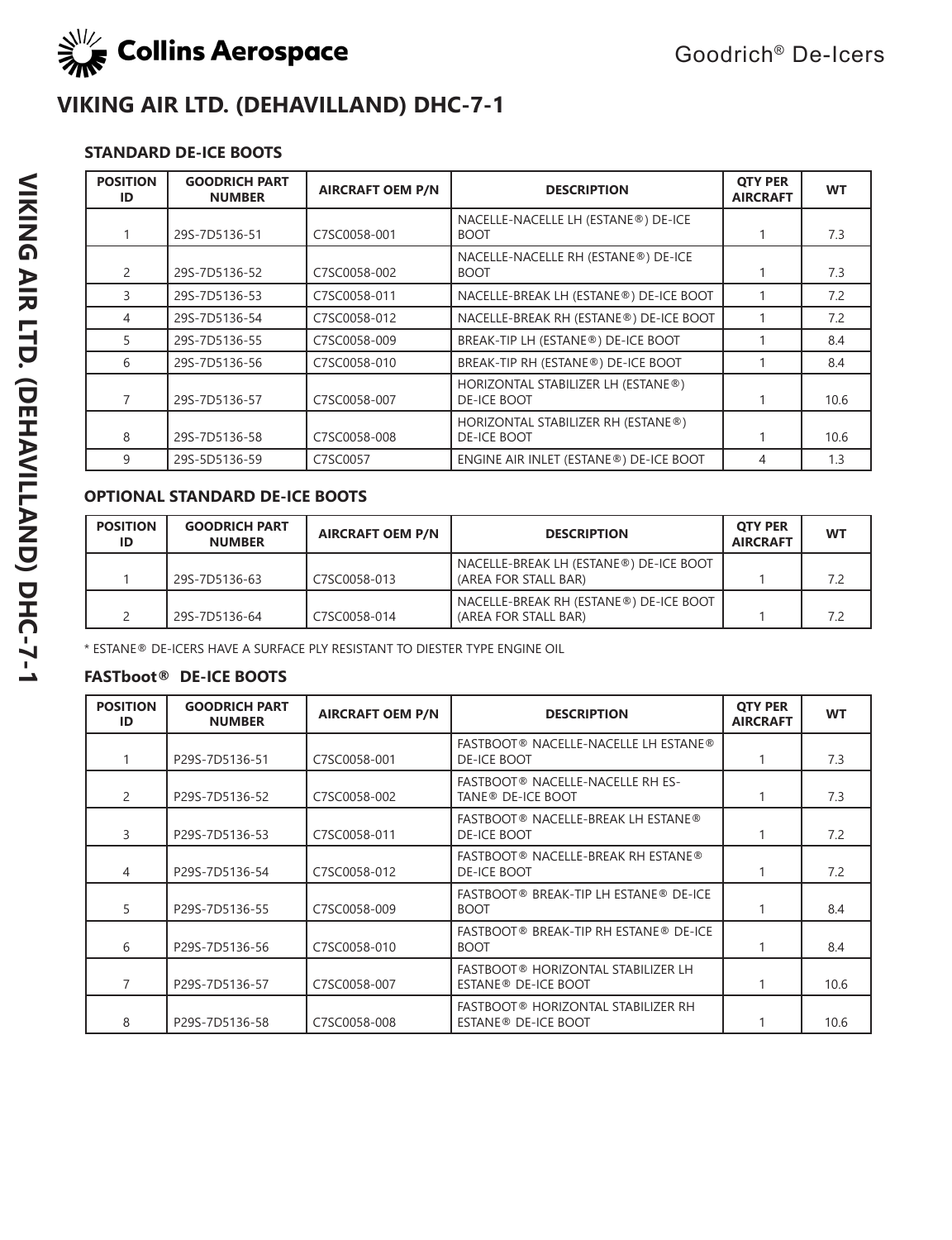# VIKING AIR LTD. (DEHAVILLAND) DHC-7-1

### STANDARD DE-ICE BOOTS

| POSITION ID | GOODRICH PART NUMBER | AIRCRAFT OEM P/N | DESCRIPTION | QTY PER AIRCRAFT | WT |
|---|---|---|---|---|---|
| 1 | 29S-7D5136-51 | C7SC0058-001 | NACELLE-NACELLE LH (ESTANE®) DE-ICE BOOT | 1 | 7.3 |
| 2 | 29S-7D5136-52 | C7SC0058-002 | NACELLE-NACELLE RH (ESTANE®) DE-ICE BOOT | 1 | 7.3 |
| 3 | 29S-7D5136-53 | C7SC0058-011 | NACELLE-BREAK LH (ESTANE®) DE-ICE BOOT | 1 | 7.2 |
| 4 | 29S-7D5136-54 | C7SC0058-012 | NACELLE-BREAK RH (ESTANE®) DE-ICE BOOT | 1 | 7.2 |
| 5 | 29S-7D5136-55 | C7SC0058-009 | BREAK-TIP LH (ESTANE®) DE-ICE BOOT | 1 | 8.4 |
| 6 | 29S-7D5136-56 | C7SC0058-010 | BREAK-TIP RH (ESTANE®) DE-ICE BOOT | 1 | 8.4 |
| 7 | 29S-7D5136-57 | C7SC0058-007 | HORIZONTAL STABILIZER LH (ESTANE®) DE-ICE BOOT | 1 | 10.6 |
| 8 | 29S-7D5136-58 | C7SC0058-008 | HORIZONTAL STABILIZER RH (ESTANE®) DE-ICE BOOT | 1 | 10.6 |
| 9 | 29S-5D5136-59 | C7SC0057 | ENGINE AIR INLET (ESTANE®) DE-ICE BOOT | 4 | 1.3 |

### OPTIONAL STANDARD DE-ICE BOOTS

| POSITION ID | GOODRICH PART NUMBER | AIRCRAFT OEM P/N | DESCRIPTION | QTY PER AIRCRAFT | WT |
|---|---|---|---|---|---|
| 1 | 29S-7D5136-63 | C7SC0058-013 | NACELLE-BREAK LH (ESTANE®) DE-ICE BOOT (AREA FOR STALL BAR) | 1 | 7.2 |
| 2 | 29S-7D5136-64 | C7SC0058-014 | NACELLE-BREAK RH (ESTANE®) DE-ICE BOOT (AREA FOR STALL BAR) | 1 | 7.2 |

* ESTANE® DE-ICERS HAVE A SURFACE PLY RESISTANT TO DIESTER TYPE ENGINE OIL

### FASTboot® DE-ICE BOOTS

| POSITION ID | GOODRICH PART NUMBER | AIRCRAFT OEM P/N | DESCRIPTION | QTY PER AIRCRAFT | WT |
|---|---|---|---|---|---|
| 1 | P29S-7D5136-51 | C7SC0058-001 | FASTBOOT® NACELLE-NACELLE LH ESTANE® DE-ICE BOOT | 1 | 7.3 |
| 2 | P29S-7D5136-52 | C7SC0058-002 | FASTBOOT® NACELLE-NACELLE RH ESTANE® DE-ICE BOOT | 1 | 7.3 |
| 3 | P29S-7D5136-53 | C7SC0058-011 | FASTBOOT® NACELLE-BREAK LH ESTANE® DE-ICE BOOT | 1 | 7.2 |
| 4 | P29S-7D5136-54 | C7SC0058-012 | FASTBOOT® NACELLE-BREAK RH ESTANE® DE-ICE BOOT | 1 | 7.2 |
| 5 | P29S-7D5136-55 | C7SC0058-009 | FASTBOOT® BREAK-TIP LH ESTANE® DE-ICE BOOT | 1 | 8.4 |
| 6 | P29S-7D5136-56 | C7SC0058-010 | FASTBOOT® BREAK-TIP RH ESTANE® DE-ICE BOOT | 1 | 8.4 |
| 7 | P29S-7D5136-57 | C7SC0058-007 | FASTBOOT® HORIZONTAL STABILIZER LH ESTANE® DE-ICE BOOT | 1 | 10.6 |
| 8 | P29S-7D5136-58 | C7SC0058-008 | FASTBOOT® HORIZONTAL STABILIZER RH ESTANE® DE-ICE BOOT | 1 | 10.6 |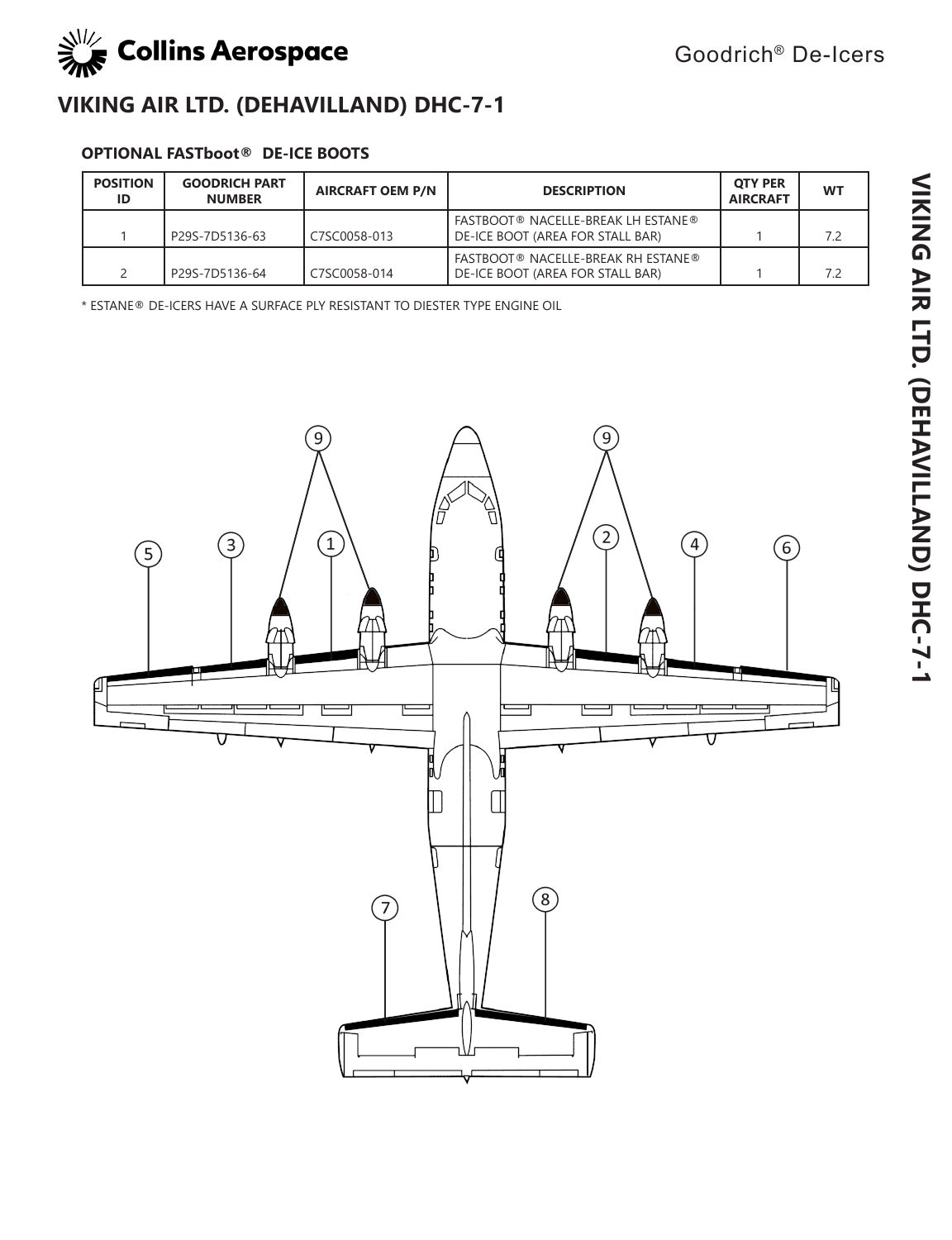## VIKING AIR LTD. (DEHAVILLAND) DHC-7-1

### OPTIONAL FASTboot® DE-ICE BOOTS

| POSITION ID | GOODRICH PART NUMBER | AIRCRAFT OEM P/N | DESCRIPTION | QTY PER AIRCRAFT | WT |
|---|---|---|---|---|---|
| 1 | P29S-7D5136-63 | C7SC0058-013 | FASTBOOT® NACELLE-BREAK LH ESTANE® DE-ICE BOOT (AREA FOR STALL BAR) | 1 | 7.2 |
| 2 | P29S-7D5136-64 | C7SC0058-014 | FASTBOOT® NACELLE-BREAK RH ESTANE® DE-ICE BOOT (AREA FOR STALL BAR) | 1 | 7.2 |

* ESTANE® DE-ICERS HAVE A SURFACE PLY RESISTANT TO DIESTER TYPE ENGINE OIL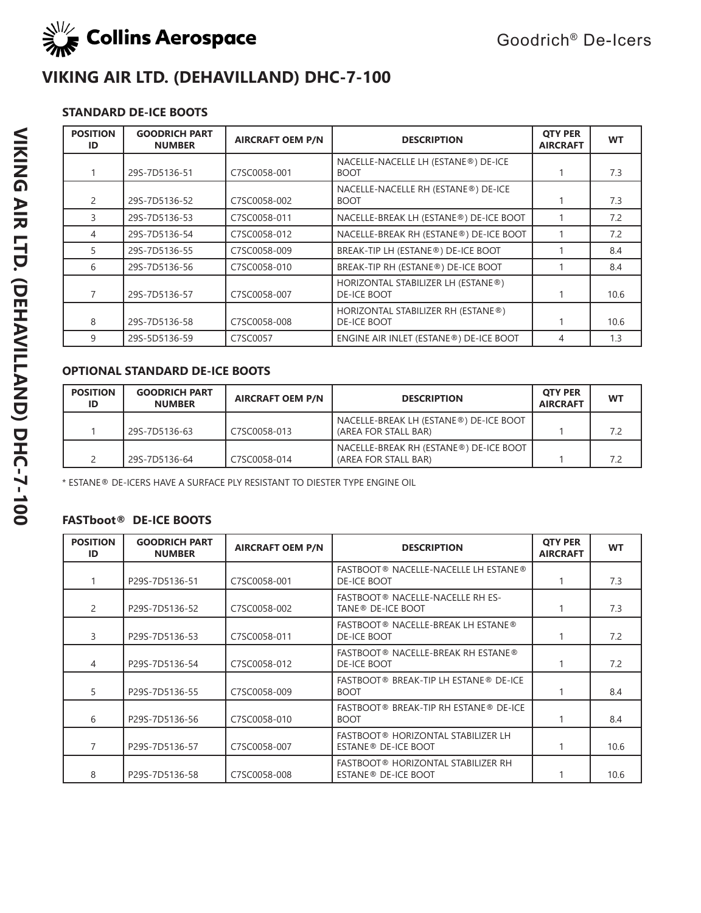# VIKING AIR LTD. (DEHAVILLAND) DHC-7-100

### STANDARD DE-ICE BOOTS

| POSITION ID | GOODRICH PART NUMBER | AIRCRAFT OEM P/N | DESCRIPTION | QTY PER AIRCRAFT | WT |
|---|---|---|---|---|---|
| 1 | 29S-7D5136-51 | C7SC0058-001 | NACELLE-NACELLE LH (ESTANE®) DE-ICE BOOT | 1 | 7.3 |
| 2 | 29S-7D5136-52 | C7SC0058-002 | NACELLE-NACELLE RH (ESTANE®) DE-ICE BOOT | 1 | 7.3 |
| 3 | 29S-7D5136-53 | C7SC0058-011 | NACELLE-BREAK LH (ESTANE®) DE-ICE BOOT | 1 | 7.2 |
| 4 | 29S-7D5136-54 | C7SC0058-012 | NACELLE-BREAK RH (ESTANE®) DE-ICE BOOT | 1 | 7.2 |
| 5 | 29S-7D5136-55 | C7SC0058-009 | BREAK-TIP LH (ESTANE®) DE-ICE BOOT | 1 | 8.4 |
| 6 | 29S-7D5136-56 | C7SC0058-010 | BREAK-TIP RH (ESTANE®) DE-ICE BOOT | 1 | 8.4 |
| 7 | 29S-7D5136-57 | C7SC0058-007 | HORIZONTAL STABILIZER LH (ESTANE®) DE-ICE BOOT | 1 | 10.6 |
| 8 | 29S-7D5136-58 | C7SC0058-008 | HORIZONTAL STABILIZER RH (ESTANE®) DE-ICE BOOT | 1 | 10.6 |
| 9 | 29S-5D5136-59 | C7SC0057 | ENGINE AIR INLET (ESTANE®) DE-ICE BOOT | 4 | 1.3 |

### OPTIONAL STANDARD DE-ICE BOOTS

| POSITION ID | GOODRICH PART NUMBER | AIRCRAFT OEM P/N | DESCRIPTION | QTY PER AIRCRAFT | WT |
|---|---|---|---|---|---|
| 1 | 29S-7D5136-63 | C7SC0058-013 | NACELLE-BREAK LH (ESTANE®) DE-ICE BOOT (AREA FOR STALL BAR) | 1 | 7.2 |
| 2 | 29S-7D5136-64 | C7SC0058-014 | NACELLE-BREAK RH (ESTANE®) DE-ICE BOOT (AREA FOR STALL BAR) | 1 | 7.2 |

* ESTANE® DE-ICERS HAVE A SURFACE PLY RESISTANT TO DIESTER TYPE ENGINE OIL

### FASTboot® DE-ICE BOOTS

| POSITION ID | GOODRICH PART NUMBER | AIRCRAFT OEM P/N | DESCRIPTION | QTY PER AIRCRAFT | WT |
|---|---|---|---|---|---|
| 1 | P29S-7D5136-51 | C7SC0058-001 | FASTBOOT® NACELLE-NACELLE LH ESTANE® DE-ICE BOOT | 1 | 7.3 |
| 2 | P29S-7D5136-52 | C7SC0058-002 | FASTBOOT® NACELLE-NACELLE RH ESTANE® DE-ICE BOOT | 1 | 7.3 |
| 3 | P29S-7D5136-53 | C7SC0058-011 | FASTBOOT® NACELLE-BREAK LH ESTANE® DE-ICE BOOT | 1 | 7.2 |
| 4 | P29S-7D5136-54 | C7SC0058-012 | FASTBOOT® NACELLE-BREAK RH ESTANE® DE-ICE BOOT | 1 | 7.2 |
| 5 | P29S-7D5136-55 | C7SC0058-009 | FASTBOOT® BREAK-TIP LH ESTANE® DE-ICE BOOT | 1 | 8.4 |
| 6 | P29S-7D5136-56 | C7SC0058-010 | FASTBOOT® BREAK-TIP RH ESTANE® DE-ICE BOOT | 1 | 8.4 |
| 7 | P29S-7D5136-57 | C7SC0058-007 | FASTBOOT® HORIZONTAL STABILIZER LH ESTANE® DE-ICE BOOT | 1 | 10.6 |
| 8 | P29S-7D5136-58 | C7SC0058-008 | FASTBOOT® HORIZONTAL STABILIZER RH ESTANE® DE-ICE BOOT | 1 | 10.6 |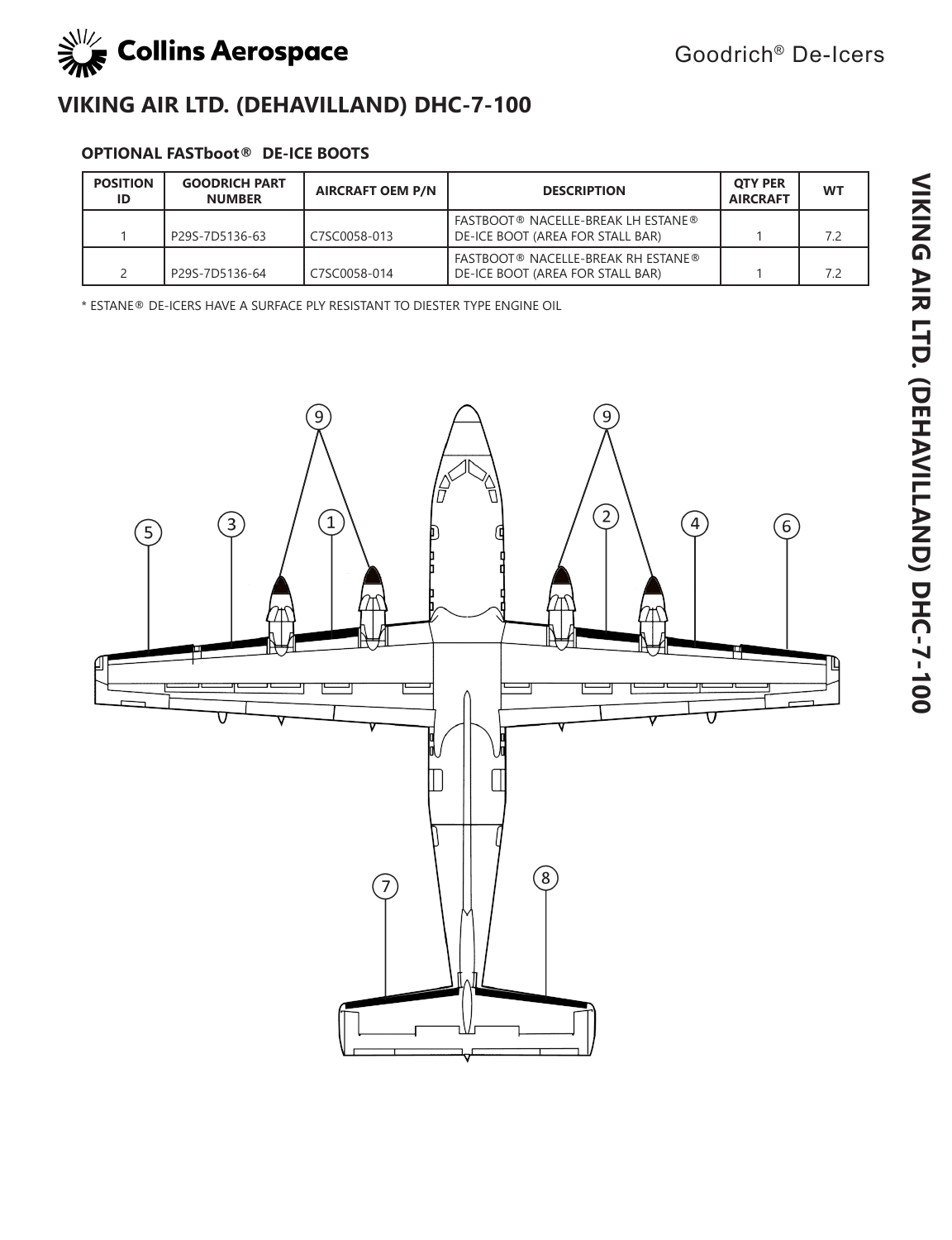# VIKING AIR LTD. (DEHAVILLAND) DHC-7-100

### OPTIONAL FASTboot® DE-ICE BOOTS

| POSITION ID | GOODRICH PART NUMBER | AIRCRAFT OEM P/N | DESCRIPTION | QTY PER AIRCRAFT | WT |
|---|---|---|---|---|---|
| 1 | P29S-7D5136-63 | C7SC0058-013 | FASTBOOT® NACELLE-BREAK LH ESTANE® DE-ICE BOOT (AREA FOR STALL BAR) | 1 | 7.2 |
| 2 | P29S-7D5136-64 | C7SC0058-014 | FASTBOOT® NACELLE-BREAK RH ESTANE® DE-ICE BOOT (AREA FOR STALL BAR) | 1 | 7.2 |

* ESTANE® DE-ICERS HAVE A SURFACE PLY RESISTANT TO DIESTER TYPE ENGINE OIL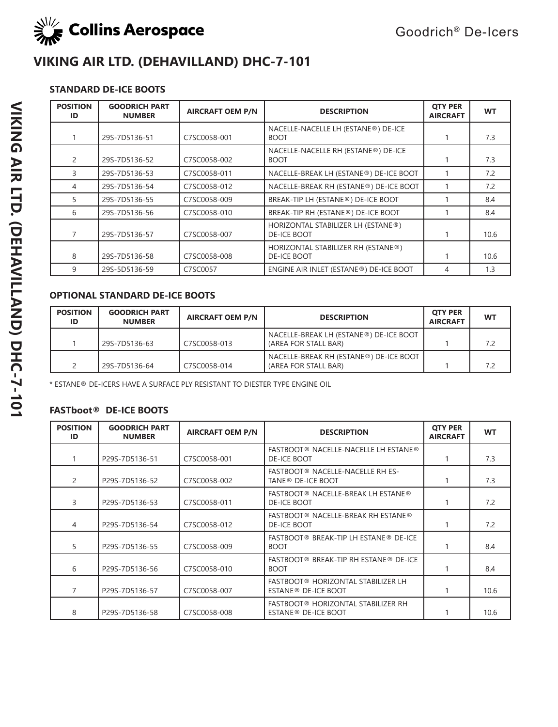# VIKING AIR LTD. (DEHAVILLAND) DHC-7-101

### STANDARD DE-ICE BOOTS

| POSITION ID | GOODRICH PART NUMBER | AIRCRAFT OEM P/N | DESCRIPTION | QTY PER AIRCRAFT | WT |
|---|---|---|---|---|---|
| 1 | 29S-7D5136-51 | C7SC0058-001 | NACELLE-NACELLE LH (ESTANE®) DE-ICE BOOT | 1 | 7.3 |
| 2 | 29S-7D5136-52 | C7SC0058-002 | NACELLE-NACELLE RH (ESTANE®) DE-ICE BOOT | 1 | 7.3 |
| 3 | 29S-7D5136-53 | C7SC0058-011 | NACELLE-BREAK LH (ESTANE®) DE-ICE BOOT | 1 | 7.2 |
| 4 | 29S-7D5136-54 | C7SC0058-012 | NACELLE-BREAK RH (ESTANE®) DE-ICE BOOT | 1 | 7.2 |
| 5 | 29S-7D5136-55 | C7SC0058-009 | BREAK-TIP LH (ESTANE®) DE-ICE BOOT | 1 | 8.4 |
| 6 | 29S-7D5136-56 | C7SC0058-010 | BREAK-TIP RH (ESTANE®) DE-ICE BOOT | 1 | 8.4 |
| 7 | 29S-7D5136-57 | C7SC0058-007 | HORIZONTAL STABILIZER LH (ESTANE®) DE-ICE BOOT | 1 | 10.6 |
| 8 | 29S-7D5136-58 | C7SC0058-008 | HORIZONTAL STABILIZER RH (ESTANE®) DE-ICE BOOT | 1 | 10.6 |
| 9 | 29S-5D5136-59 | C7SC0057 | ENGINE AIR INLET (ESTANE®) DE-ICE BOOT | 4 | 1.3 |

### OPTIONAL STANDARD DE-ICE BOOTS

| POSITION ID | GOODRICH PART NUMBER | AIRCRAFT OEM P/N | DESCRIPTION | QTY PER AIRCRAFT | WT |
|---|---|---|---|---|---|
| 1 | 29S-7D5136-63 | C7SC0058-013 | NACELLE-BREAK LH (ESTANE®) DE-ICE BOOT (AREA FOR STALL BAR) | 1 | 7.2 |
| 2 | 29S-7D5136-64 | C7SC0058-014 | NACELLE-BREAK RH (ESTANE®) DE-ICE BOOT (AREA FOR STALL BAR) | 1 | 7.2 |

* ESTANE® DE-ICERS HAVE A SURFACE PLY RESISTANT TO DIESTER TYPE ENGINE OIL

### FASTboot® DE-ICE BOOTS

| POSITION ID | GOODRICH PART NUMBER | AIRCRAFT OEM P/N | DESCRIPTION | QTY PER AIRCRAFT | WT |
|---|---|---|---|---|---|
| 1 | P29S-7D5136-51 | C7SC0058-001 | FASTBOOT® NACELLE-NACELLE LH ESTANE® DE-ICE BOOT | 1 | 7.3 |
| 2 | P29S-7D5136-52 | C7SC0058-002 | FASTBOOT® NACELLE-NACELLE RH ESTANE® DE-ICE BOOT | 1 | 7.3 |
| 3 | P29S-7D5136-53 | C7SC0058-011 | FASTBOOT® NACELLE-BREAK LH ESTANE® DE-ICE BOOT | 1 | 7.2 |
| 4 | P29S-7D5136-54 | C7SC0058-012 | FASTBOOT® NACELLE-BREAK RH ESTANE® DE-ICE BOOT | 1 | 7.2 |
| 5 | P29S-7D5136-55 | C7SC0058-009 | FASTBOOT® BREAK-TIP LH ESTANE® DE-ICE BOOT | 1 | 8.4 |
| 6 | P29S-7D5136-56 | C7SC0058-010 | FASTBOOT® BREAK-TIP RH ESTANE® DE-ICE BOOT | 1 | 8.4 |
| 7 | P29S-7D5136-57 | C7SC0058-007 | FASTBOOT® HORIZONTAL STABILIZER LH ESTANE® DE-ICE BOOT | 1 | 10.6 |
| 8 | P29S-7D5136-58 | C7SC0058-008 | FASTBOOT® HORIZONTAL STABILIZER RH ESTANE® DE-ICE BOOT | 1 | 10.6 |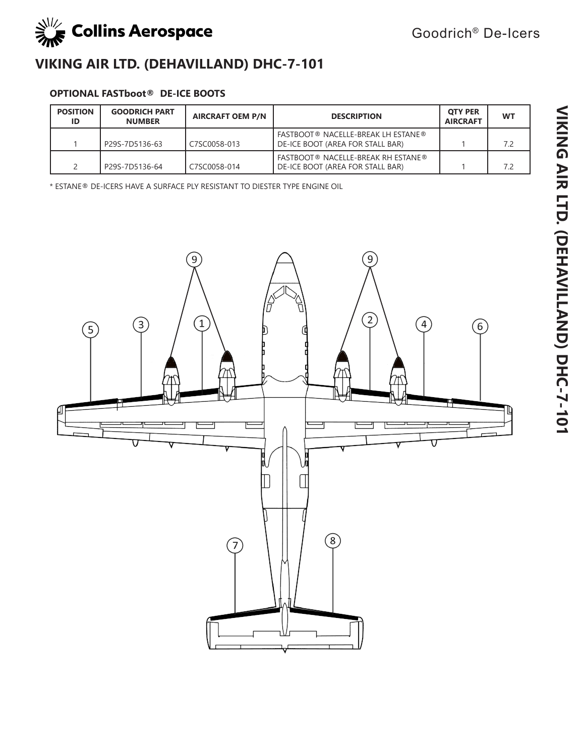# VIKING AIR LTD. (DEHAVILLAND) DHC-7-101

### OPTIONAL FASTboot® DE-ICE BOOTS

| POSITION ID | GOODRICH PART NUMBER | AIRCRAFT OEM P/N | DESCRIPTION | QTY PER AIRCRAFT | WT |
|---|---|---|---|---|---|
| 1 | P29S-7D5136-63 | C7SC0058-013 | FASTBOOT® NACELLE-BREAK LH ESTANE® DE-ICE BOOT (AREA FOR STALL BAR) | 1 | 7.2 |
| 2 | P29S-7D5136-64 | C7SC0058-014 | FASTBOOT® NACELLE-BREAK RH ESTANE® DE-ICE BOOT (AREA FOR STALL BAR) | 1 | 7.2 |

* ESTANE® DE-ICERS HAVE A SURFACE PLY RESISTANT TO DIESTER TYPE ENGINE OIL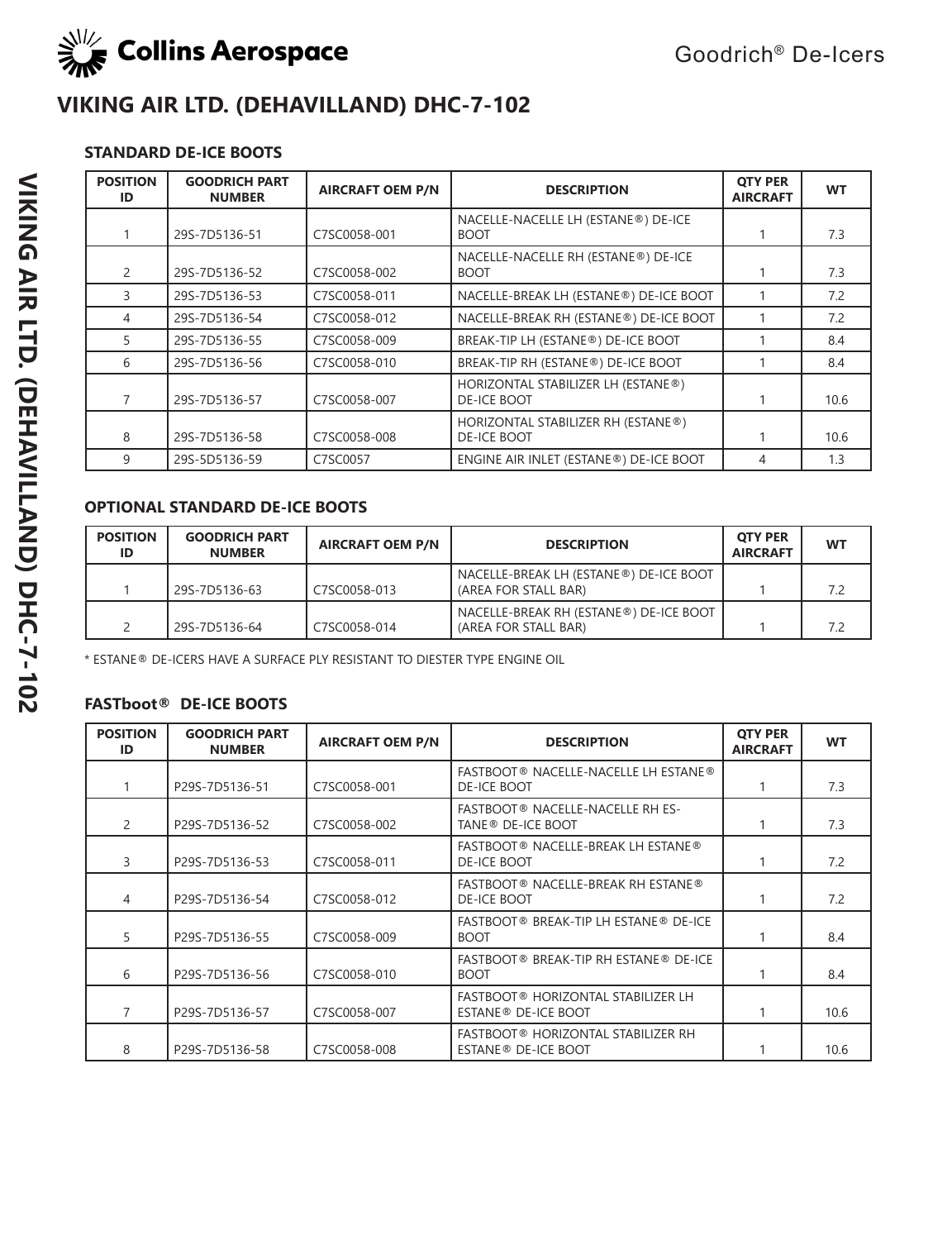# VIKING AIR LTD. (DEHAVILLAND) DHC-7-102

## STANDARD DE-ICE BOOTS

| POSITION ID | GOODRICH PART NUMBER | AIRCRAFT OEM P/N | DESCRIPTION | QTY PER AIRCRAFT | WT |
|---|---|---|---|---|---|
| 1 | 29S-7D5136-51 | C7SC0058-001 | NACELLE-NACELLE LH (ESTANE®) DE-ICE BOOT | 1 | 7.3 |
| 2 | 29S-7D5136-52 | C7SC0058-002 | NACELLE-NACELLE RH (ESTANE®) DE-ICE BOOT | 1 | 7.3 |
| 3 | 29S-7D5136-53 | C7SC0058-011 | NACELLE-BREAK LH (ESTANE®) DE-ICE BOOT | 1 | 7.2 |
| 4 | 29S-7D5136-54 | C7SC0058-012 | NACELLE-BREAK RH (ESTANE®) DE-ICE BOOT | 1 | 7.2 |
| 5 | 29S-7D5136-55 | C7SC0058-009 | BREAK-TIP LH (ESTANE®) DE-ICE BOOT | 1 | 8.4 |
| 6 | 29S-7D5136-56 | C7SC0058-010 | BREAK-TIP RH (ESTANE®) DE-ICE BOOT | 1 | 8.4 |
| 7 | 29S-7D5136-57 | C7SC0058-007 | HORIZONTAL STABILIZER LH (ESTANE®) DE-ICE BOOT | 1 | 10.6 |
| 8 | 29S-7D5136-58 | C7SC0058-008 | HORIZONTAL STABILIZER RH (ESTANE®) DE-ICE BOOT | 1 | 10.6 |
| 9 | 29S-5D5136-59 | C7SC0057 | ENGINE AIR INLET (ESTANE®) DE-ICE BOOT | 4 | 1.3 |

## OPTIONAL STANDARD DE-ICE BOOTS

| POSITION ID | GOODRICH PART NUMBER | AIRCRAFT OEM P/N | DESCRIPTION | QTY PER AIRCRAFT | WT |
|---|---|---|---|---|---|
| 1 | 29S-7D5136-63 | C7SC0058-013 | NACELLE-BREAK LH (ESTANE®) DE-ICE BOOT (AREA FOR STALL BAR) | 1 | 7.2 |
| 2 | 29S-7D5136-64 | C7SC0058-014 | NACELLE-BREAK RH (ESTANE®) DE-ICE BOOT (AREA FOR STALL BAR) | 1 | 7.2 |

* ESTANE® DE-ICERS HAVE A SURFACE PLY RESISTANT TO DIESTER TYPE ENGINE OIL

## FASTboot® DE-ICE BOOTS

| POSITION ID | GOODRICH PART NUMBER | AIRCRAFT OEM P/N | DESCRIPTION | QTY PER AIRCRAFT | WT |
|---|---|---|---|---|---|
| 1 | P29S-7D5136-51 | C7SC0058-001 | FASTBOOT® NACELLE-NACELLE LH ESTANE® DE-ICE BOOT | 1 | 7.3 |
| 2 | P29S-7D5136-52 | C7SC0058-002 | FASTBOOT® NACELLE-NACELLE RH ES-TANE® DE-ICE BOOT | 1 | 7.3 |
| 3 | P29S-7D5136-53 | C7SC0058-011 | FASTBOOT® NACELLE-BREAK LH ESTANE® DE-ICE BOOT | 1 | 7.2 |
| 4 | P29S-7D5136-54 | C7SC0058-012 | FASTBOOT® NACELLE-BREAK RH ESTANE® DE-ICE BOOT | 1 | 7.2 |
| 5 | P29S-7D5136-55 | C7SC0058-009 | FASTBOOT® BREAK-TIP LH ESTANE® DE-ICE BOOT | 1 | 8.4 |
| 6 | P29S-7D5136-56 | C7SC0058-010 | FASTBOOT® BREAK-TIP RH ESTANE® DE-ICE BOOT | 1 | 8.4 |
| 7 | P29S-7D5136-57 | C7SC0058-007 | FASTBOOT® HORIZONTAL STABILIZER LH ESTANE® DE-ICE BOOT | 1 | 10.6 |
| 8 | P29S-7D5136-58 | C7SC0058-008 | FASTBOOT® HORIZONTAL STABILIZER RH ESTANE® DE-ICE BOOT | 1 | 10.6 |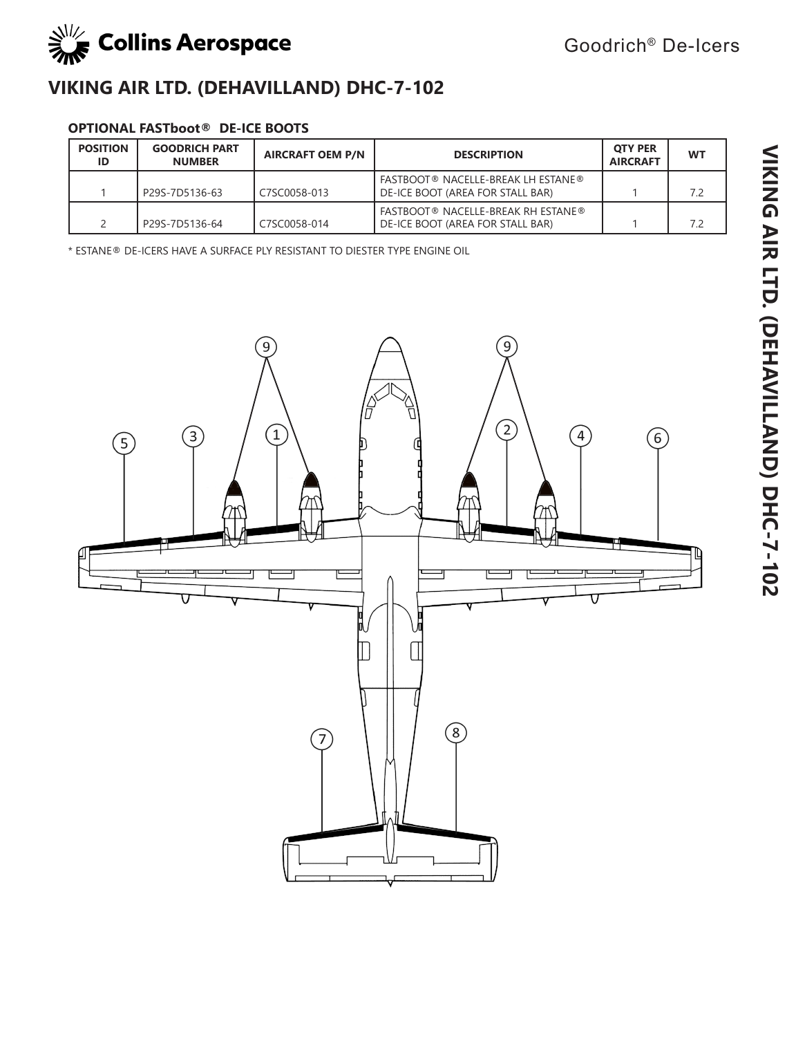# VIKING AIR LTD. (DEHAVILLAND) DHC-7-102

### OPTIONAL FASTboot® DE-ICE BOOTS

| POSITION ID | GOODRICH PART NUMBER | AIRCRAFT OEM P/N | DESCRIPTION | QTY PER AIRCRAFT | WT |
|---|---|---|---|---|---|
| 1 | P29S-7D5136-63 | C7SC0058-013 | FASTBOOT® NACELLE-BREAK LH ESTANE® DE-ICE BOOT (AREA FOR STALL BAR) | 1 | 7.2 |
| 2 | P29S-7D5136-64 | C7SC0058-014 | FASTBOOT® NACELLE-BREAK RH ESTANE® DE-ICE BOOT (AREA FOR STALL BAR) | 1 | 7.2 |

* ESTANE® DE-ICERS HAVE A SURFACE PLY RESISTANT TO DIESTER TYPE ENGINE OIL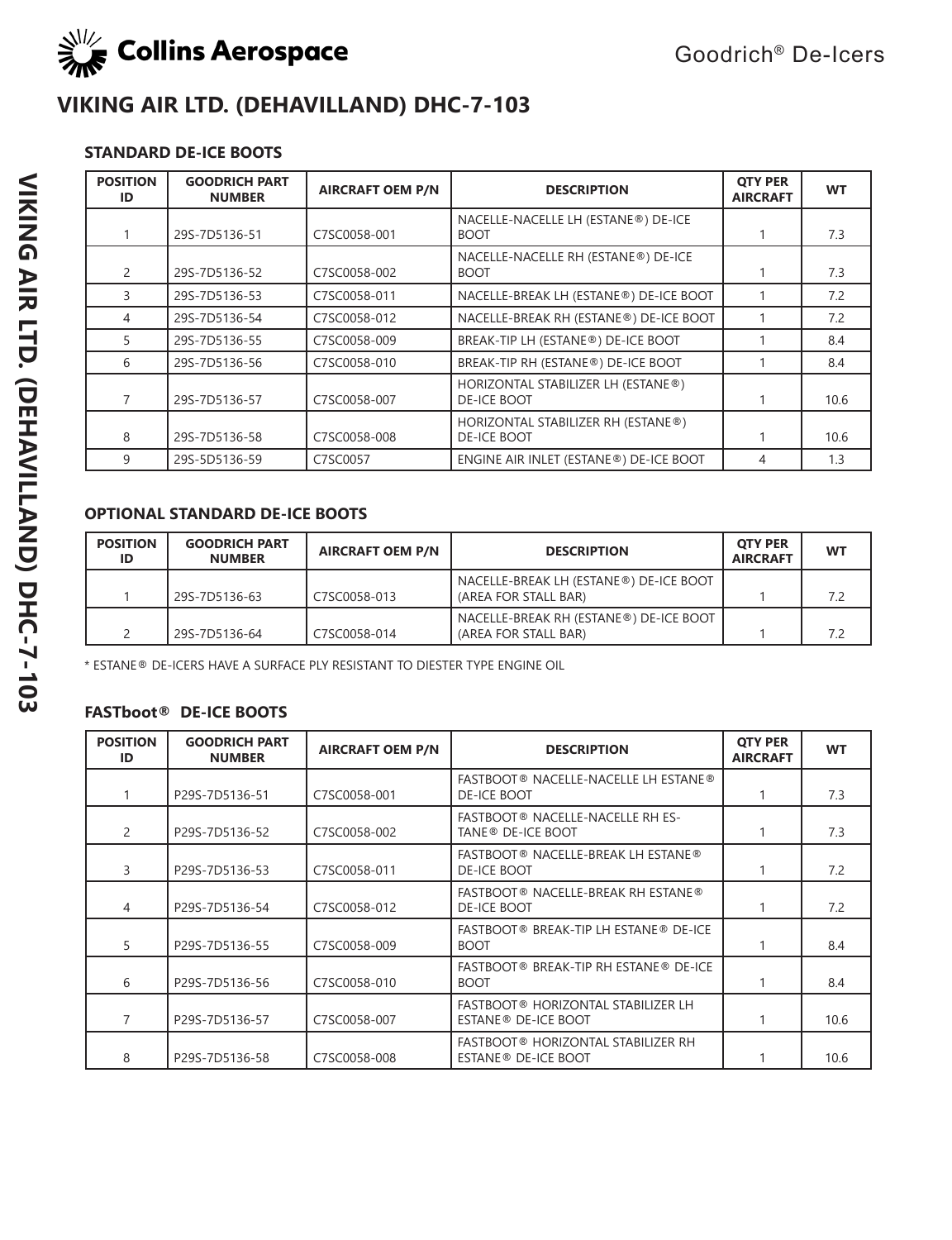# VIKING AIR LTD. (DEHAVILLAND) DHC-7-103

### STANDARD DE-ICE BOOTS

| POSITION ID | GOODRICH PART NUMBER | AIRCRAFT OEM P/N | DESCRIPTION | QTY PER AIRCRAFT | WT |
|---|---|---|---|---|---|
| 1 | 29S-7D5136-51 | C7SC0058-001 | NACELLE-NACELLE LH (ESTANE®) DE-ICE BOOT | 1 | 7.3 |
| 2 | 29S-7D5136-52 | C7SC0058-002 | NACELLE-NACELLE RH (ESTANE®) DE-ICE BOOT | 1 | 7.3 |
| 3 | 29S-7D5136-53 | C7SC0058-011 | NACELLE-BREAK LH (ESTANE®) DE-ICE BOOT | 1 | 7.2 |
| 4 | 29S-7D5136-54 | C7SC0058-012 | NACELLE-BREAK RH (ESTANE®) DE-ICE BOOT | 1 | 7.2 |
| 5 | 29S-7D5136-55 | C7SC0058-009 | BREAK-TIP LH (ESTANE®) DE-ICE BOOT | 1 | 8.4 |
| 6 | 29S-7D5136-56 | C7SC0058-010 | BREAK-TIP RH (ESTANE®) DE-ICE BOOT | 1 | 8.4 |
| 7 | 29S-7D5136-57 | C7SC0058-007 | HORIZONTAL STABILIZER LH (ESTANE®) DE-ICE BOOT | 1 | 10.6 |
| 8 | 29S-7D5136-58 | C7SC0058-008 | HORIZONTAL STABILIZER RH (ESTANE®) DE-ICE BOOT | 1 | 10.6 |
| 9 | 29S-5D5136-59 | C7SC0057 | ENGINE AIR INLET (ESTANE®) DE-ICE BOOT | 4 | 1.3 |

### OPTIONAL STANDARD DE-ICE BOOTS

| POSITION ID | GOODRICH PART NUMBER | AIRCRAFT OEM P/N | DESCRIPTION | QTY PER AIRCRAFT | WT |
|---|---|---|---|---|---|
| 1 | 29S-7D5136-63 | C7SC0058-013 | NACELLE-BREAK LH (ESTANE®) DE-ICE BOOT (AREA FOR STALL BAR) | 1 | 7.2 |
| 2 | 29S-7D5136-64 | C7SC0058-014 | NACELLE-BREAK RH (ESTANE®) DE-ICE BOOT (AREA FOR STALL BAR) | 1 | 7.2 |

* ESTANE® DE-ICERS HAVE A SURFACE PLY RESISTANT TO DIESTER TYPE ENGINE OIL

### FASTboot® DE-ICE BOOTS

| POSITION ID | GOODRICH PART NUMBER | AIRCRAFT OEM P/N | DESCRIPTION | QTY PER AIRCRAFT | WT |
|---|---|---|---|---|---|
| 1 | P29S-7D5136-51 | C7SC0058-001 | FASTBOOT® NACELLE-NACELLE LH ESTANE® DE-ICE BOOT | 1 | 7.3 |
| 2 | P29S-7D5136-52 | C7SC0058-002 | FASTBOOT® NACELLE-NACELLE RH ESTANE® DE-ICE BOOT | 1 | 7.3 |
| 3 | P29S-7D5136-53 | C7SC0058-011 | FASTBOOT® NACELLE-BREAK LH ESTANE® DE-ICE BOOT | 1 | 7.2 |
| 4 | P29S-7D5136-54 | C7SC0058-012 | FASTBOOT® NACELLE-BREAK RH ESTANE® DE-ICE BOOT | 1 | 7.2 |
| 5 | P29S-7D5136-55 | C7SC0058-009 | FASTBOOT® BREAK-TIP LH ESTANE® DE-ICE BOOT | 1 | 8.4 |
| 6 | P29S-7D5136-56 | C7SC0058-010 | FASTBOOT® BREAK-TIP RH ESTANE® DE-ICE BOOT | 1 | 8.4 |
| 7 | P29S-7D5136-57 | C7SC0058-007 | FASTBOOT® HORIZONTAL STABILIZER LH ESTANE® DE-ICE BOOT | 1 | 10.6 |
| 8 | P29S-7D5136-58 | C7SC0058-008 | FASTBOOT® HORIZONTAL STABILIZER RH ESTANE® DE-ICE BOOT | 1 | 10.6 |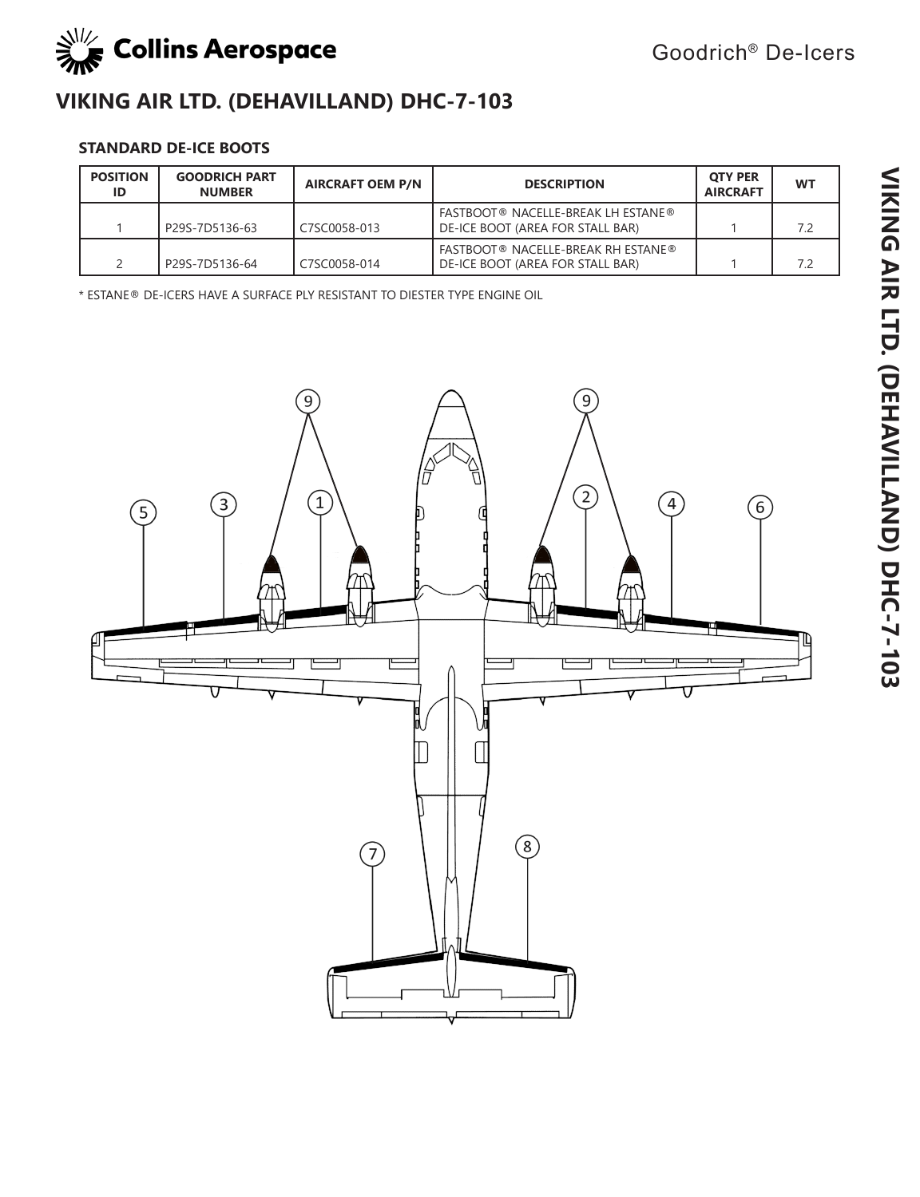# VIKING AIR LTD. (DEHAVILLAND) DHC-7-103

### STANDARD DE-ICE BOOTS

| POSITION ID | GOODRICH PART NUMBER | AIRCRAFT OEM P/N | DESCRIPTION | QTY PER AIRCRAFT | WT |
|---|---|---|---|---|---|
| 1 | P29S-7D5136-63 | C7SC0058-013 | FASTBOOT® NACELLE-BREAK LH ESTANE® DE-ICE BOOT (AREA FOR STALL BAR) | 1 | 7.2 |
| 2 | P29S-7D5136-64 | C7SC0058-014 | FASTBOOT® NACELLE-BREAK RH ESTANE® DE-ICE BOOT (AREA FOR STALL BAR) | 1 | 7.2 |

* ESTANE® DE-ICERS HAVE A SURFACE PLY RESISTANT TO DIESTER TYPE ENGINE OIL

9
9
5
3
1
2
4
6
7
8